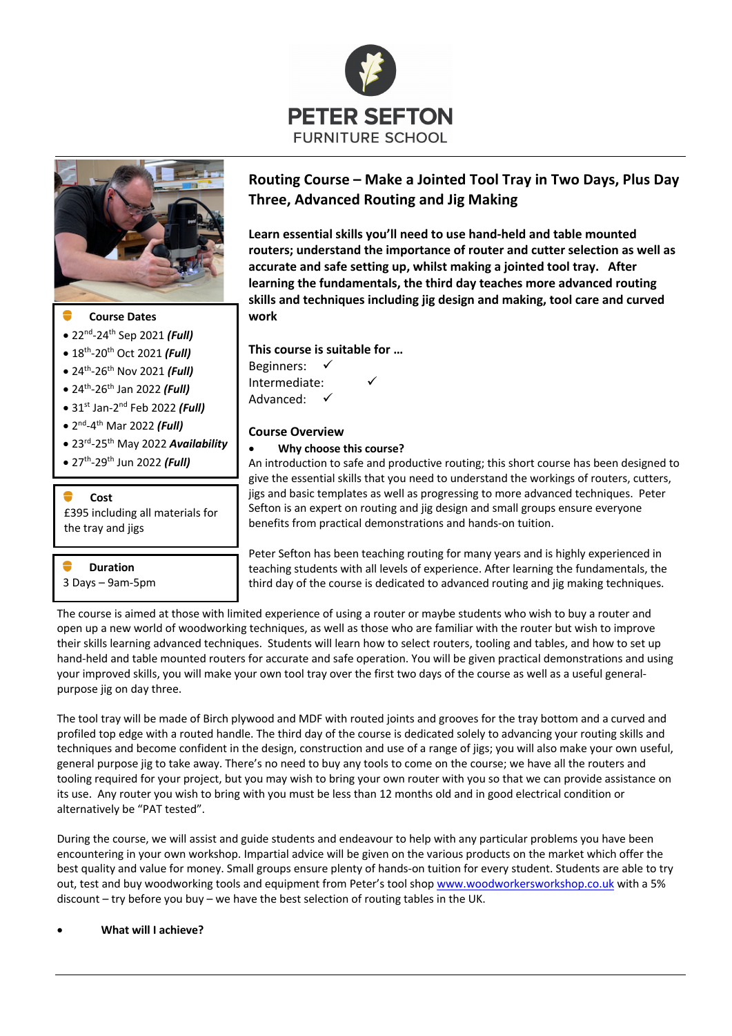# PETER SEFTON
FURNITURE SCHOOL

## Routing Course – Make a Jointed Tool Tray in Two Days, Plus Day Three, Advanced Routing and Jig Making

**Learn essential skills you'll need to use hand-held and table mounted routers; understand the importance of router and cutter selection as well as accurate and safe setting up, whilst making a jointed tool tray. After learning the fundamentals, the third day teaches more advanced routing skills and techniques including jig design and making, tool care and curved work**

**Course Dates**

- 22nd-24th Sep 2021 ***(Full)***
- 18th-20th Oct 2021 ***(Full)***
- 24th-26th Nov 2021 ***(Full)***
- 24th-26th Jan 2022 ***(Full)***
- 31st Jan-2nd Feb 2022 ***(Full)***
- 2nd-4th Mar 2022 ***(Full)***
- 23rd-25th May 2022 ***Availability***
- 27th-29th Jun 2022 ***(Full)***

**Cost**

£395 including all materials for the tray and jigs

**Duration**

3 Days – 9am-5pm

**This course is suitable for …**

Beginners: ✓
Intermediate: ✓
Advanced: ✓

### Course Overview

- **Why choose this course?**

An introduction to safe and productive routing; this short course has been designed to give the essential skills that you need to understand the workings of routers, cutters, jigs and basic templates as well as progressing to more advanced techniques. Peter Sefton is an expert on routing and jig design and small groups ensure everyone benefits from practical demonstrations and hands-on tuition.

Peter Sefton has been teaching routing for many years and is highly experienced in teaching students with all levels of experience. After learning the fundamentals, the third day of the course is dedicated to advanced routing and jig making techniques.

The course is aimed at those with limited experience of using a router or maybe students who wish to buy a router and open up a new world of woodworking techniques, as well as those who are familiar with the router but wish to improve their skills learning advanced techniques. Students will learn how to select routers, tooling and tables, and how to set up hand-held and table mounted routers for accurate and safe operation. You will be given practical demonstrations and using your improved skills, you will make your own tool tray over the first two days of the course as well as a useful general-purpose jig on day three.

The tool tray will be made of Birch plywood and MDF with routed joints and grooves for the tray bottom and a curved and profiled top edge with a routed handle. The third day of the course is dedicated solely to advancing your routing skills and techniques and become confident in the design, construction and use of a range of jigs; you will also make your own useful, general purpose jig to take away. There's no need to buy any tools to come on the course; we have all the routers and tooling required for your project, but you may wish to bring your own router with you so that we can provide assistance on its use. Any router you wish to bring with you must be less than 12 months old and in good electrical condition or alternatively be "PAT tested".

During the course, we will assist and guide students and endeavour to help with any particular problems you have been encountering in your own workshop. Impartial advice will be given on the various products on the market which offer the best quality and value for money. Small groups ensure plenty of hands-on tuition for every student. Students are able to try out, test and buy woodworking tools and equipment from Peter's tool shop www.woodworkersworkshop.co.uk with a 5% discount – try before you buy – we have the best selection of routing tables in the UK.

- **What will I achieve?**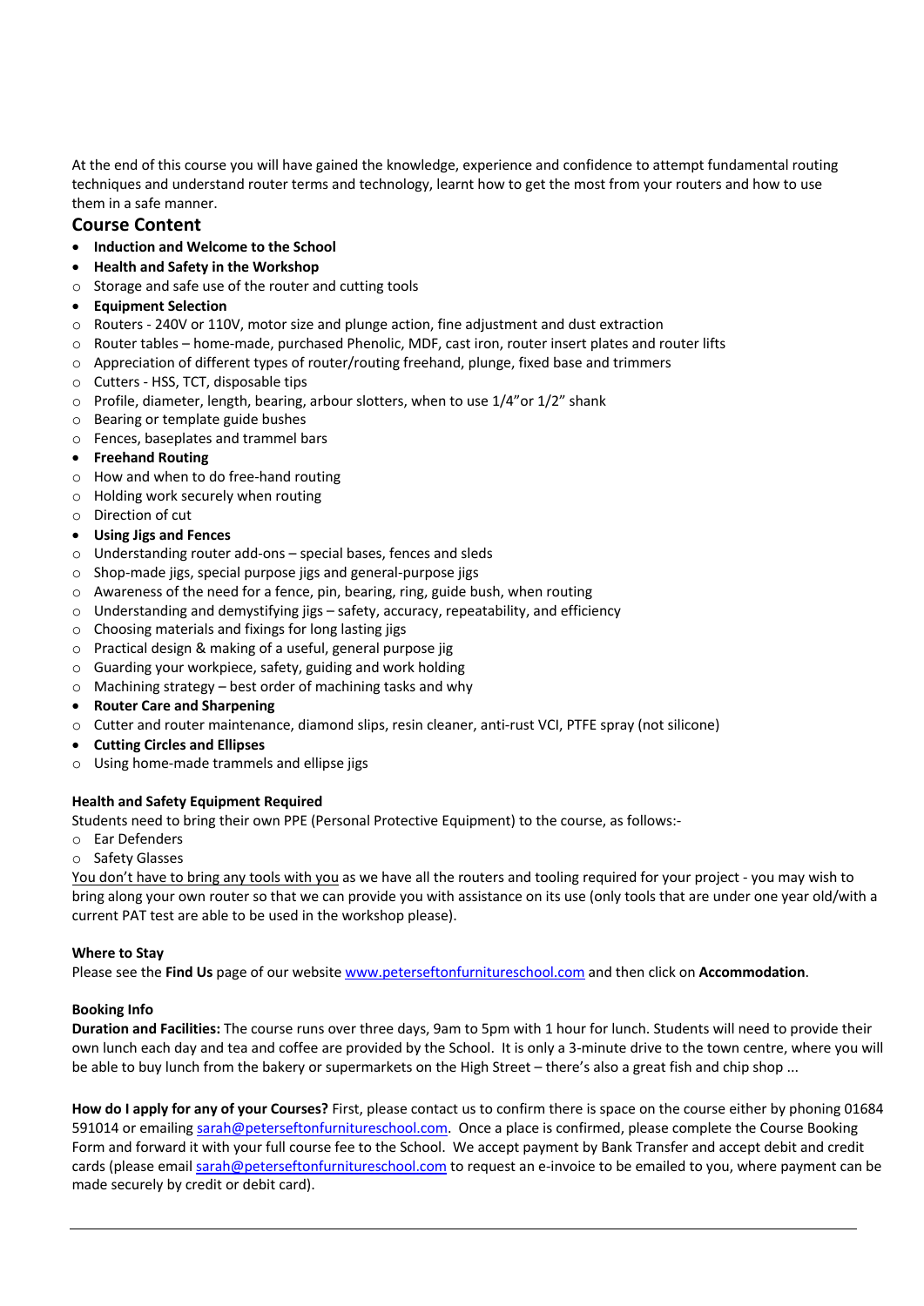At the end of this course you will have gained the knowledge, experience and confidence to attempt fundamental routing techniques and understand router terms and technology, learnt how to get the most from your routers and how to use them in a safe manner.

## Course Content

- **Induction and Welcome to the School**
- **Health and Safety in the Workshop**
  - Storage and safe use of the router and cutting tools
- **Equipment Selection**
  - Routers - 240V or 110V, motor size and plunge action, fine adjustment and dust extraction
  - Router tables – home-made, purchased Phenolic, MDF, cast iron, router insert plates and router lifts
  - Appreciation of different types of router/routing freehand, plunge, fixed base and trimmers
  - Cutters - HSS, TCT, disposable tips
  - Profile, diameter, length, bearing, arbour slotters, when to use 1/4"or 1/2" shank
  - Bearing or template guide bushes
  - Fences, baseplates and trammel bars
- **Freehand Routing**
  - How and when to do free-hand routing
  - Holding work securely when routing
  - Direction of cut
- **Using Jigs and Fences**
  - Understanding router add-ons – special bases, fences and sleds
  - Shop-made jigs, special purpose jigs and general-purpose jigs
  - Awareness of the need for a fence, pin, bearing, ring, guide bush, when routing
  - Understanding and demystifying jigs – safety, accuracy, repeatability, and efficiency
  - Choosing materials and fixings for long lasting jigs
  - Practical design & making of a useful, general purpose jig
  - Guarding your workpiece, safety, guiding and work holding
  - Machining strategy – best order of machining tasks and why
- **Router Care and Sharpening**
  - Cutter and router maintenance, diamond slips, resin cleaner, anti-rust VCI, PTFE spray (not silicone)
- **Cutting Circles and Ellipses**
  - Using home-made trammels and ellipse jigs

**Health and Safety Equipment Required**

Students need to bring their own PPE (Personal Protective Equipment) to the course, as follows:-

- Ear Defenders
- Safety Glasses

You don't have to bring any tools with you as we have all the routers and tooling required for your project - you may wish to bring along your own router so that we can provide you with assistance on its use (only tools that are under one year old/with a current PAT test are able to be used in the workshop please).

**Where to Stay**

Please see the **Find Us** page of our website www.peterseftonfurnitureschool.com and then click on **Accommodation**.

**Booking Info**

**Duration and Facilities:** The course runs over three days, 9am to 5pm with 1 hour for lunch. Students will need to provide their own lunch each day and tea and coffee are provided by the School. It is only a 3-minute drive to the town centre, where you will be able to buy lunch from the bakery or supermarkets on the High Street – there's also a great fish and chip shop ...

**How do I apply for any of your Courses?** First, please contact us to confirm there is space on the course either by phoning 01684 591014 or emailing sarah@peterseftonfurnitureschool.com. Once a place is confirmed, please complete the Course Booking Form and forward it with your full course fee to the School. We accept payment by Bank Transfer and accept debit and credit cards (please email sarah@peterseftonfurnitureschool.com to request an e-invoice to be emailed to you, where payment can be made securely by credit or debit card).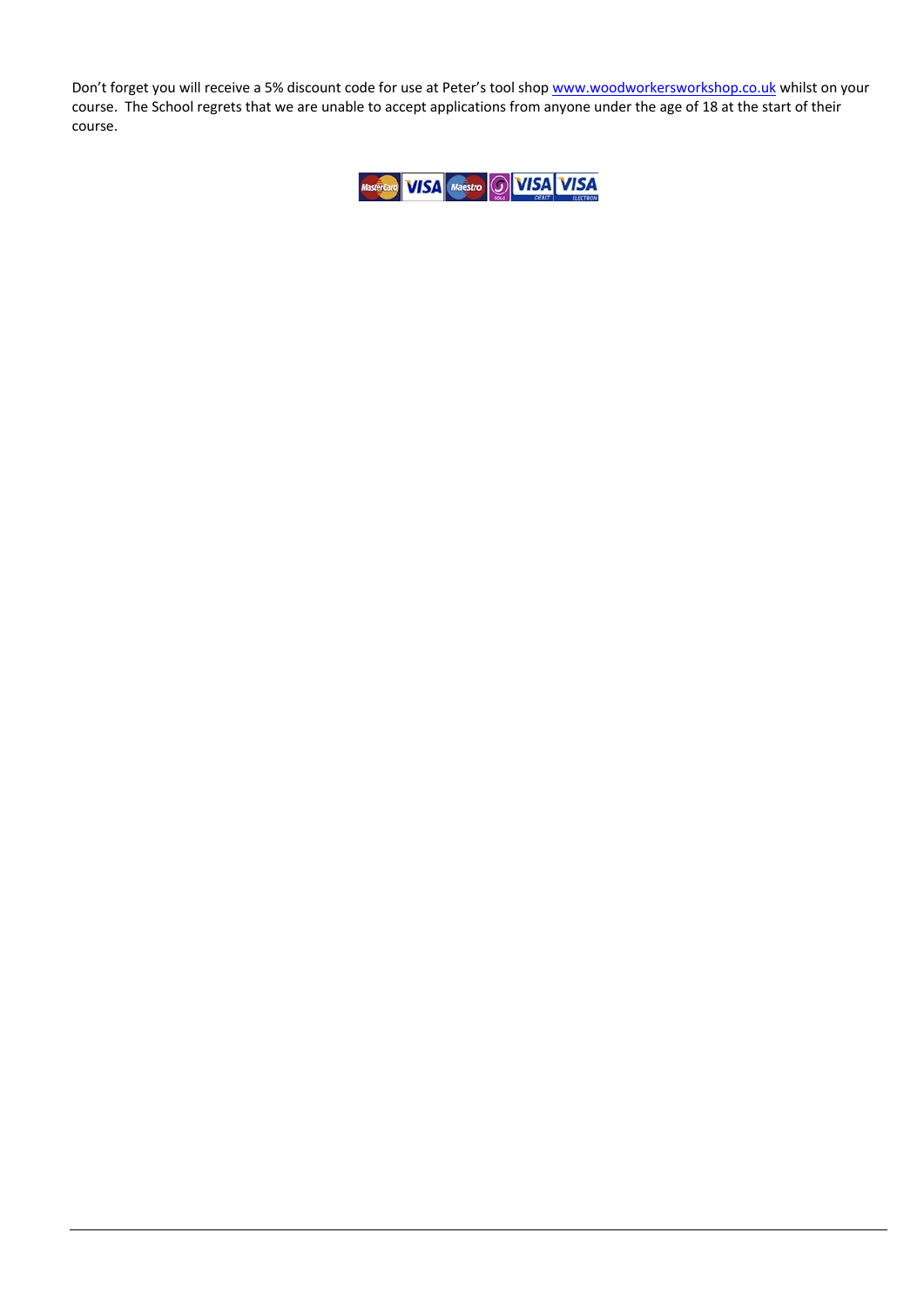Don't forget you will receive a 5% discount code for use at Peter's tool shop [www.woodworkersworkshop.co.uk](http://www.woodworkersworkshop.co.uk) whilst on your course. The School regrets that we are unable to accept applications from anyone under the age of 18 at the start of their course.